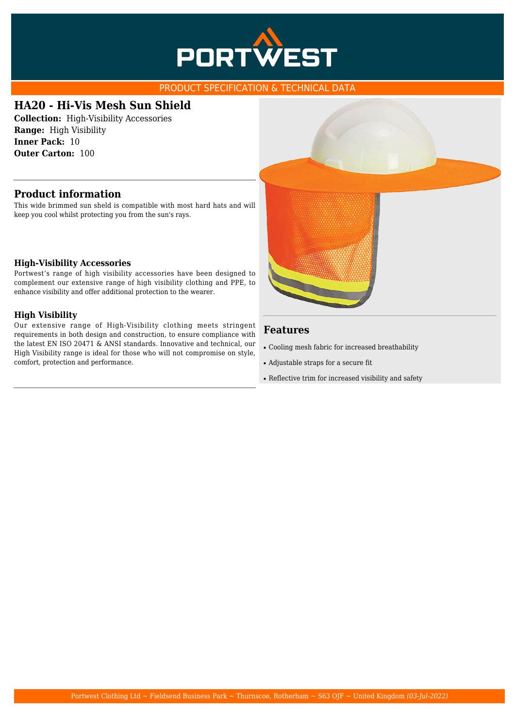PORTWEST

PRODUCT SPECIFICATION & TECHNICAL DATA

# HA20 - Hi-Vis Mesh Sun Shield

**Collection:** High-Visibility Accessories
**Range:** High Visibility
**Inner Pack:** 10
**Outer Carton:** 100

## Product information

This wide brimmed sun sheld is compatible with most hard hats and will keep you cool whilst protecting you from the sun's rays.

### High-Visibility Accessories

Portwest's range of high visibility accessories have been designed to complement our extensive range of high visibility clothing and PPE, to enhance visibility and offer additional protection to the wearer.

### High Visibility

Our extensive range of High-Visibility clothing meets stringent requirements in both design and construction, to ensure compliance with the latest EN ISO 20471 & ANSI standards. Innovative and technical, our High Visibility range is ideal for those who will not compromise on style, comfort, protection and performance.

## Features

- Cooling mesh fabric for increased breathability
- Adjustable straps for a secure fit
- Reflective trim for increased visibility and safety

Portwest Clothing Ltd ~ Fieldsend Business Park ~ Thurnscoe, Rotherham ~ S63 OJF ~ United Kingdom *(03-Jul-2022)*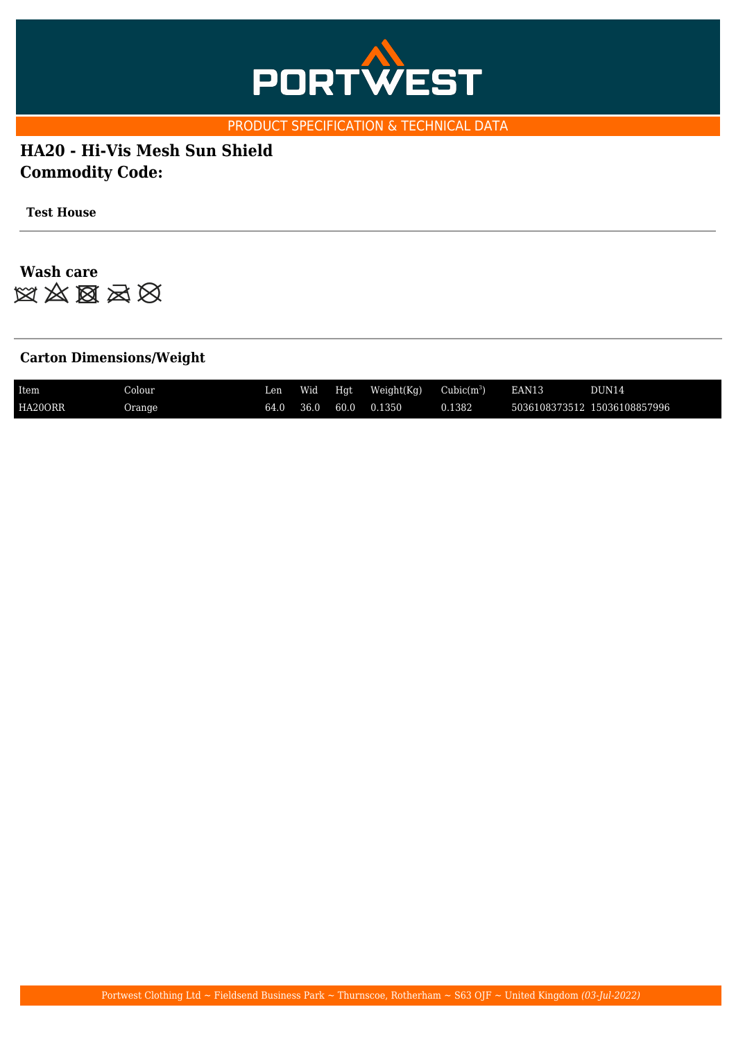PRODUCT SPECIFICATION & TECHNICAL DATA

# HA20 - Hi-Vis Mesh Sun Shield

## Commodity Code:

**Test House**

## Wash care

## Carton Dimensions/Weight

| Item | Colour | Len | Wid | Hgt | Weight(Kg) | Cubic($m^3$) | EAN13 | DUN14 |
|---|---|---|---|---|---|---|---|---|
| HA20ORR | Orange | 64.0 | 36.0 | 60.0 | 0.1350 | 0.1382 | 5036108373512 | 15036108857996 |

Portwest Clothing Ltd ~ Fieldsend Business Park ~ Thurnscoe, Rotherham ~ S63 OJF ~ United Kingdom *(03-Jul-2022)*